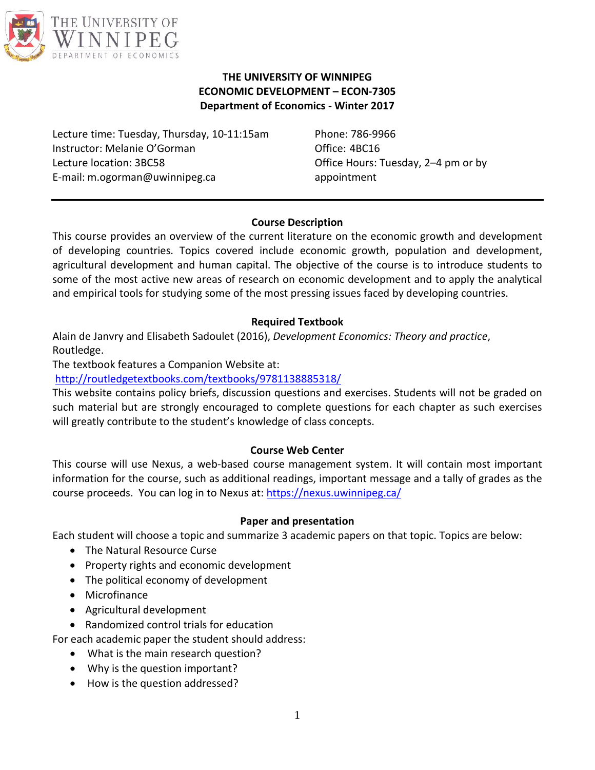THE UNIVERSITY OF WINNIPEG
DEPARTMENT OF ECONOMICS

# THE UNIVERSITY OF WINNIPEG
# ECONOMIC DEVELOPMENT – ECON-7305
## Department of Economics - Winter 2017

Lecture time: Tuesday, Thursday, 10-11:15am
Instructor: Melanie O'Gorman
Lecture location: 3BC58
E-mail: m.ogorman@uwinnipeg.ca

Phone: 786-9966
Office: 4BC16
Office Hours: Tuesday, 2–4 pm or by appointment

---

### Course Description

This course provides an overview of the current literature on the economic growth and development of developing countries. Topics covered include economic growth, population and development, agricultural development and human capital. The objective of the course is to introduce students to some of the most active new areas of research on economic development and to apply the analytical and empirical tools for studying some of the most pressing issues faced by developing countries.

### Required Textbook

Alain de Janvry and Elisabeth Sadoulet (2016), *Development Economics: Theory and practice*, Routledge.

The textbook features a Companion Website at:
http://routledgetextbooks.com/textbooks/9781138885318/

This website contains policy briefs, discussion questions and exercises. Students will not be graded on such material but are strongly encouraged to complete questions for each chapter as such exercises will greatly contribute to the student's knowledge of class concepts.

### Course Web Center

This course will use Nexus, a web-based course management system. It will contain most important information for the course, such as additional readings, important message and a tally of grades as the course proceeds. You can log in to Nexus at: https://nexus.uwinnipeg.ca/

### Paper and presentation

Each student will choose a topic and summarize 3 academic papers on that topic. Topics are below:

- The Natural Resource Curse
- Property rights and economic development
- The political economy of development
- Microfinance
- Agricultural development
- Randomized control trials for education

For each academic paper the student should address:

- What is the main research question?
- Why is the question important?
- How is the question addressed?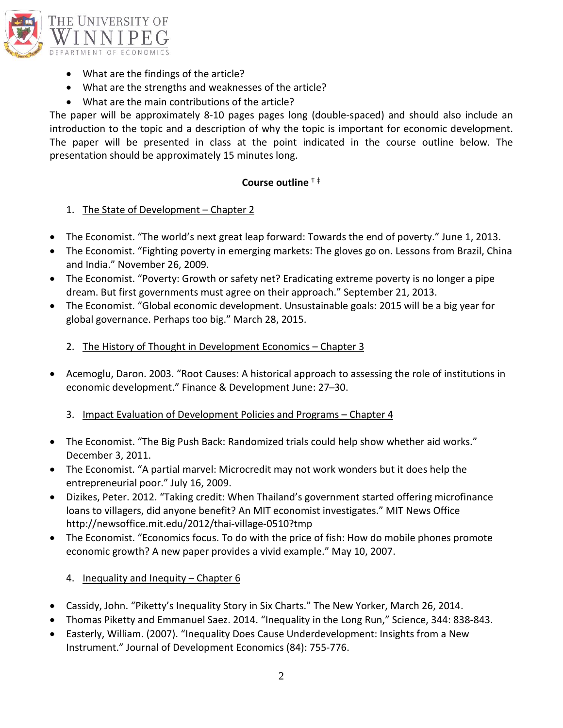- What are the findings of the article?
- What are the strengths and weaknesses of the article?
- What are the main contributions of the article?

The paper will be approximately 8-10 pages pages long (double-spaced) and should also include an introduction to the topic and a description of why the topic is important for economic development. The paper will be presented in class at the point indicated in the course outline below. The presentation should be approximately 15 minutes long.

**Course outline** † ‡

1. The State of Development – Chapter 2

- The Economist. "The world's next great leap forward: Towards the end of poverty." June 1, 2013.
- The Economist. "Fighting poverty in emerging markets: The gloves go on. Lessons from Brazil, China and India." November 26, 2009.
- The Economist. "Poverty: Growth or safety net? Eradicating extreme poverty is no longer a pipe dream. But first governments must agree on their approach." September 21, 2013.
- The Economist. "Global economic development. Unsustainable goals: 2015 will be a big year for global governance. Perhaps too big." March 28, 2015.

2. The History of Thought in Development Economics – Chapter 3

- Acemoglu, Daron. 2003. "Root Causes: A historical approach to assessing the role of institutions in economic development." Finance & Development June: 27–30.

3. Impact Evaluation of Development Policies and Programs – Chapter 4

- The Economist. "The Big Push Back: Randomized trials could help show whether aid works." December 3, 2011.
- The Economist. "A partial marvel: Microcredit may not work wonders but it does help the entrepreneurial poor." July 16, 2009.
- Dizikes, Peter. 2012. "Taking credit: When Thailand's government started offering microfinance loans to villagers, did anyone benefit? An MIT economist investigates." MIT News Office http://newsoffice.mit.edu/2012/thai-village-0510?tmp
- The Economist. "Economics focus. To do with the price of fish: How do mobile phones promote economic growth? A new paper provides a vivid example." May 10, 2007.

4. Inequality and Inequity – Chapter 6

- Cassidy, John. "Piketty's Inequality Story in Six Charts." The New Yorker, March 26, 2014.
- Thomas Piketty and Emmanuel Saez. 2014. "Inequality in the Long Run," Science, 344: 838-843.
- Easterly, William. (2007). "Inequality Does Cause Underdevelopment: Insights from a New Instrument." Journal of Development Economics (84): 755-776.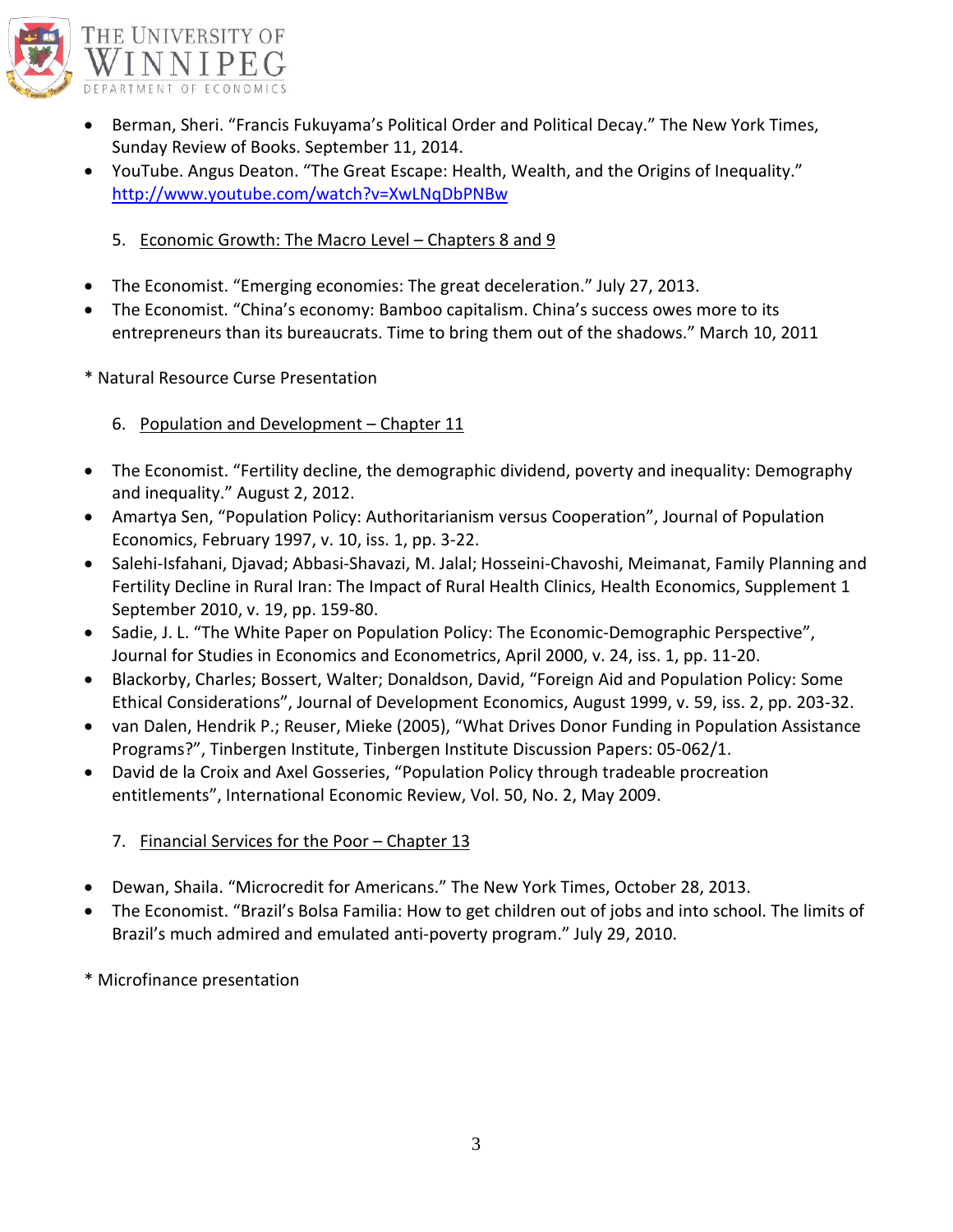- Berman, Sheri. "Francis Fukuyama's Political Order and Political Decay." The New York Times, Sunday Review of Books. September 11, 2014.
- YouTube. Angus Deaton. "The Great Escape: Health, Wealth, and the Origins of Inequality." http://www.youtube.com/watch?v=XwLNqDbPNBw

5. <u>Economic Growth: The Macro Level – Chapters 8 and 9</u>

- The Economist. "Emerging economies: The great deceleration." July 27, 2013.
- The Economist. "China's economy: Bamboo capitalism. China's success owes more to its entrepreneurs than its bureaucrats. Time to bring them out of the shadows." March 10, 2011

* Natural Resource Curse Presentation

6. <u>Population and Development – Chapter 11</u>

- The Economist. "Fertility decline, the demographic dividend, poverty and inequality: Demography and inequality." August 2, 2012.
- Amartya Sen, "Population Policy: Authoritarianism versus Cooperation", Journal of Population Economics, February 1997, v. 10, iss. 1, pp. 3-22.
- Salehi-Isfahani, Djavad; Abbasi-Shavazi, M. Jalal; Hosseini-Chavoshi, Meimanat, Family Planning and Fertility Decline in Rural Iran: The Impact of Rural Health Clinics, Health Economics, Supplement 1 September 2010, v. 19, pp. 159-80.
- Sadie, J. L. "The White Paper on Population Policy: The Economic-Demographic Perspective", Journal for Studies in Economics and Econometrics, April 2000, v. 24, iss. 1, pp. 11-20.
- Blackorby, Charles; Bossert, Walter; Donaldson, David, "Foreign Aid and Population Policy: Some Ethical Considerations", Journal of Development Economics, August 1999, v. 59, iss. 2, pp. 203-32.
- van Dalen, Hendrik P.; Reuser, Mieke (2005), "What Drives Donor Funding in Population Assistance Programs?", Tinbergen Institute, Tinbergen Institute Discussion Papers: 05-062/1.
- David de la Croix and Axel Gosseries, "Population Policy through tradeable procreation entitlements", International Economic Review, Vol. 50, No. 2, May 2009.

7. <u>Financial Services for the Poor – Chapter 13</u>

- Dewan, Shaila. "Microcredit for Americans." The New York Times, October 28, 2013.
- The Economist. "Brazil's Bolsa Familia: How to get children out of jobs and into school. The limits of Brazil's much admired and emulated anti-poverty program." July 29, 2010.

* Microfinance presentation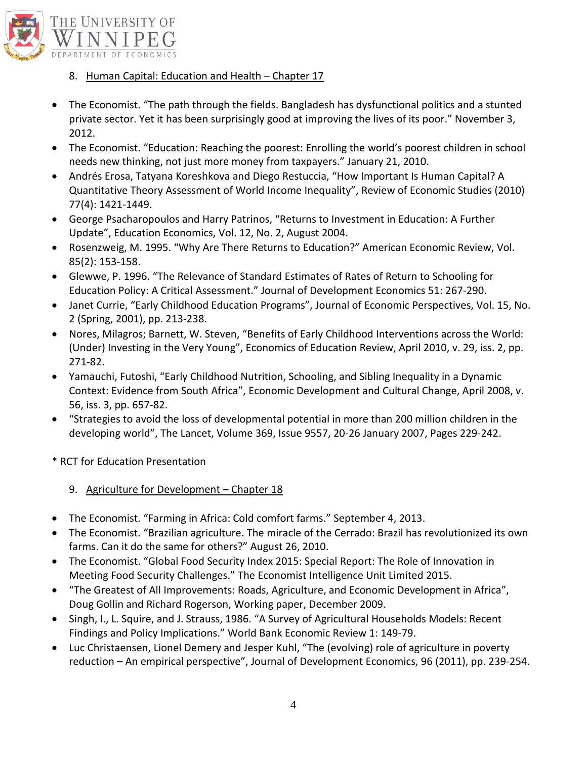8. Human Capital: Education and Health – Chapter 17

- The Economist. "The path through the fields. Bangladesh has dysfunctional politics and a stunted private sector. Yet it has been surprisingly good at improving the lives of its poor." November 3, 2012.
- The Economist. "Education: Reaching the poorest: Enrolling the world's poorest children in school needs new thinking, not just more money from taxpayers." January 21, 2010.
- Andrés Erosa, Tatyana Koreshkova and Diego Restuccia, "How Important Is Human Capital? A Quantitative Theory Assessment of World Income Inequality", Review of Economic Studies (2010) 77(4): 1421-1449.
- George Psacharopoulos and Harry Patrinos, "Returns to Investment in Education: A Further Update", Education Economics, Vol. 12, No. 2, August 2004.
- Rosenzweig, M. 1995. "Why Are There Returns to Education?" American Economic Review, Vol. 85(2): 153-158.
- Glewwe, P. 1996. "The Relevance of Standard Estimates of Rates of Return to Schooling for Education Policy: A Critical Assessment." Journal of Development Economics 51: 267-290.
- Janet Currie, "Early Childhood Education Programs", Journal of Economic Perspectives, Vol. 15, No. 2 (Spring, 2001), pp. 213-238.
- Nores, Milagros; Barnett, W. Steven, "Benefits of Early Childhood Interventions across the World: (Under) Investing in the Very Young", Economics of Education Review, April 2010, v. 29, iss. 2, pp. 271-82.
- Yamauchi, Futoshi, "Early Childhood Nutrition, Schooling, and Sibling Inequality in a Dynamic Context: Evidence from South Africa", Economic Development and Cultural Change, April 2008, v. 56, iss. 3, pp. 657-82.
- "Strategies to avoid the loss of developmental potential in more than 200 million children in the developing world", The Lancet, Volume 369, Issue 9557, 20-26 January 2007, Pages 229-242.

* RCT for Education Presentation

9. Agriculture for Development – Chapter 18

- The Economist. "Farming in Africa: Cold comfort farms." September 4, 2013.
- The Economist. "Brazilian agriculture. The miracle of the Cerrado: Brazil has revolutionized its own farms. Can it do the same for others?" August 26, 2010.
- The Economist. "Global Food Security Index 2015: Special Report: The Role of Innovation in Meeting Food Security Challenges." The Economist Intelligence Unit Limited 2015.
- "The Greatest of All Improvements: Roads, Agriculture, and Economic Development in Africa", Doug Gollin and Richard Rogerson, Working paper, December 2009.
- Singh, I., L. Squire, and J. Strauss, 1986. "A Survey of Agricultural Households Models: Recent Findings and Policy Implications." World Bank Economic Review 1: 149-79.
- Luc Christaensen, Lionel Demery and Jesper Kuhl, "The (evolving) role of agriculture in poverty reduction – An empirical perspective", Journal of Development Economics, 96 (2011), pp. 239-254.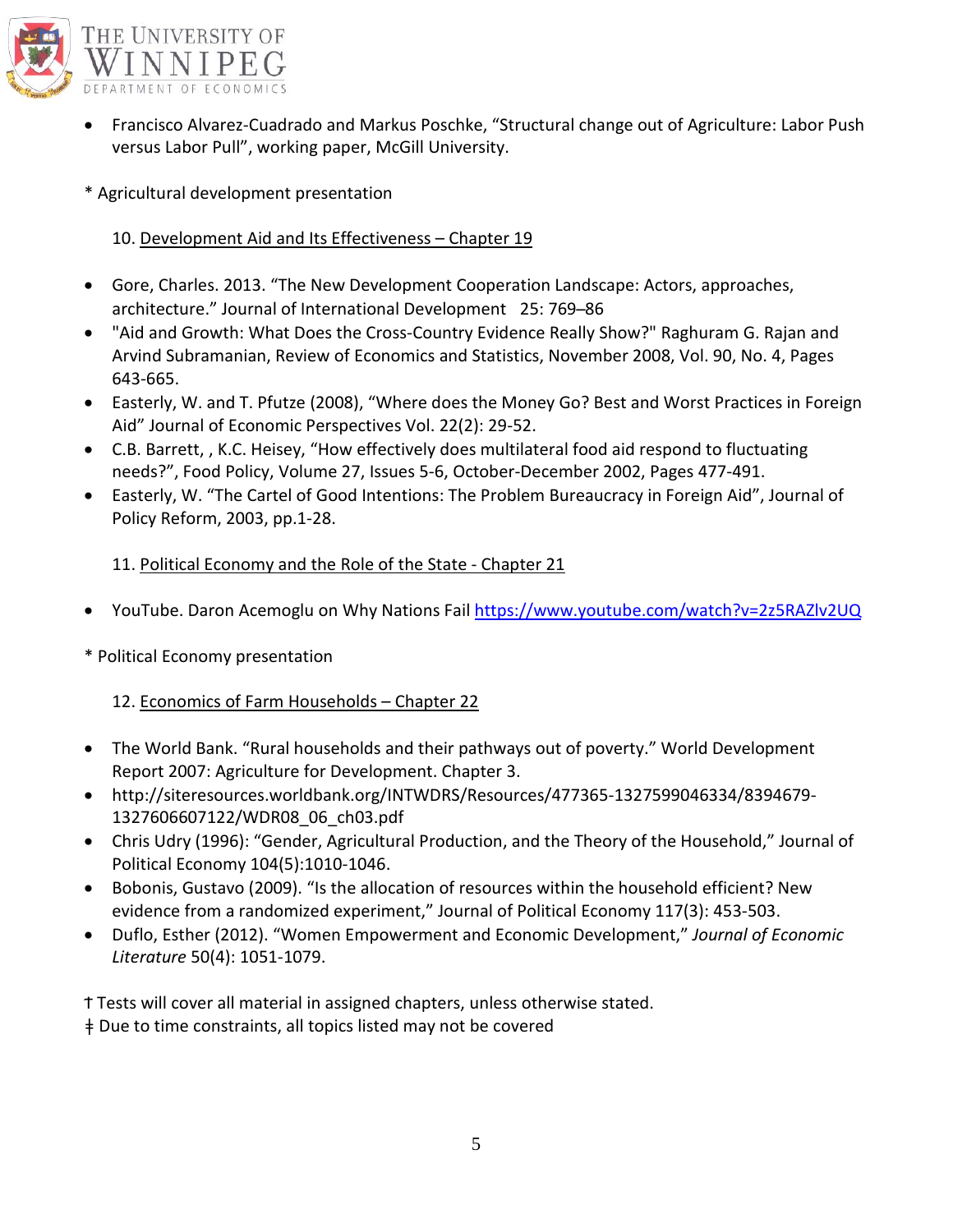- Francisco Alvarez-Cuadrado and Markus Poschke, "Structural change out of Agriculture: Labor Push versus Labor Pull", working paper, McGill University.

* Agricultural development presentation

10. Development Aid and Its Effectiveness – Chapter 19

- Gore, Charles. 2013. "The New Development Cooperation Landscape: Actors, approaches, architecture." Journal of International Development 25: 769–86
- "Aid and Growth: What Does the Cross-Country Evidence Really Show?" Raghuram G. Rajan and Arvind Subramanian, Review of Economics and Statistics, November 2008, Vol. 90, No. 4, Pages 643-665.
- Easterly, W. and T. Pfutze (2008), "Where does the Money Go? Best and Worst Practices in Foreign Aid" Journal of Economic Perspectives Vol. 22(2): 29-52.
- C.B. Barrett, , K.C. Heisey, "How effectively does multilateral food aid respond to fluctuating needs?", Food Policy, Volume 27, Issues 5-6, October-December 2002, Pages 477-491.
- Easterly, W. "The Cartel of Good Intentions: The Problem Bureaucracy in Foreign Aid", Journal of Policy Reform, 2003, pp.1-28.

11. Political Economy and the Role of the State - Chapter 21

- YouTube. Daron Acemoglu on Why Nations Fail https://www.youtube.com/watch?v=2z5RAZlv2UQ

* Political Economy presentation

12. Economics of Farm Households – Chapter 22

- The World Bank. "Rural households and their pathways out of poverty." World Development Report 2007: Agriculture for Development. Chapter 3.
- http://siteresources.worldbank.org/INTWDRS/Resources/477365-1327599046334/8394679-1327606607122/WDR08_06_ch03.pdf
- Chris Udry (1996): "Gender, Agricultural Production, and the Theory of the Household," Journal of Political Economy 104(5):1010-1046.
- Bobonis, Gustavo (2009). "Is the allocation of resources within the household efficient? New evidence from a randomized experiment," Journal of Political Economy 117(3): 453-503.
- Duflo, Esther (2012). "Women Empowerment and Economic Development," *Journal of Economic Literature* 50(4): 1051-1079.

† Tests will cover all material in assigned chapters, unless otherwise stated.
‡ Due to time constraints, all topics listed may not be covered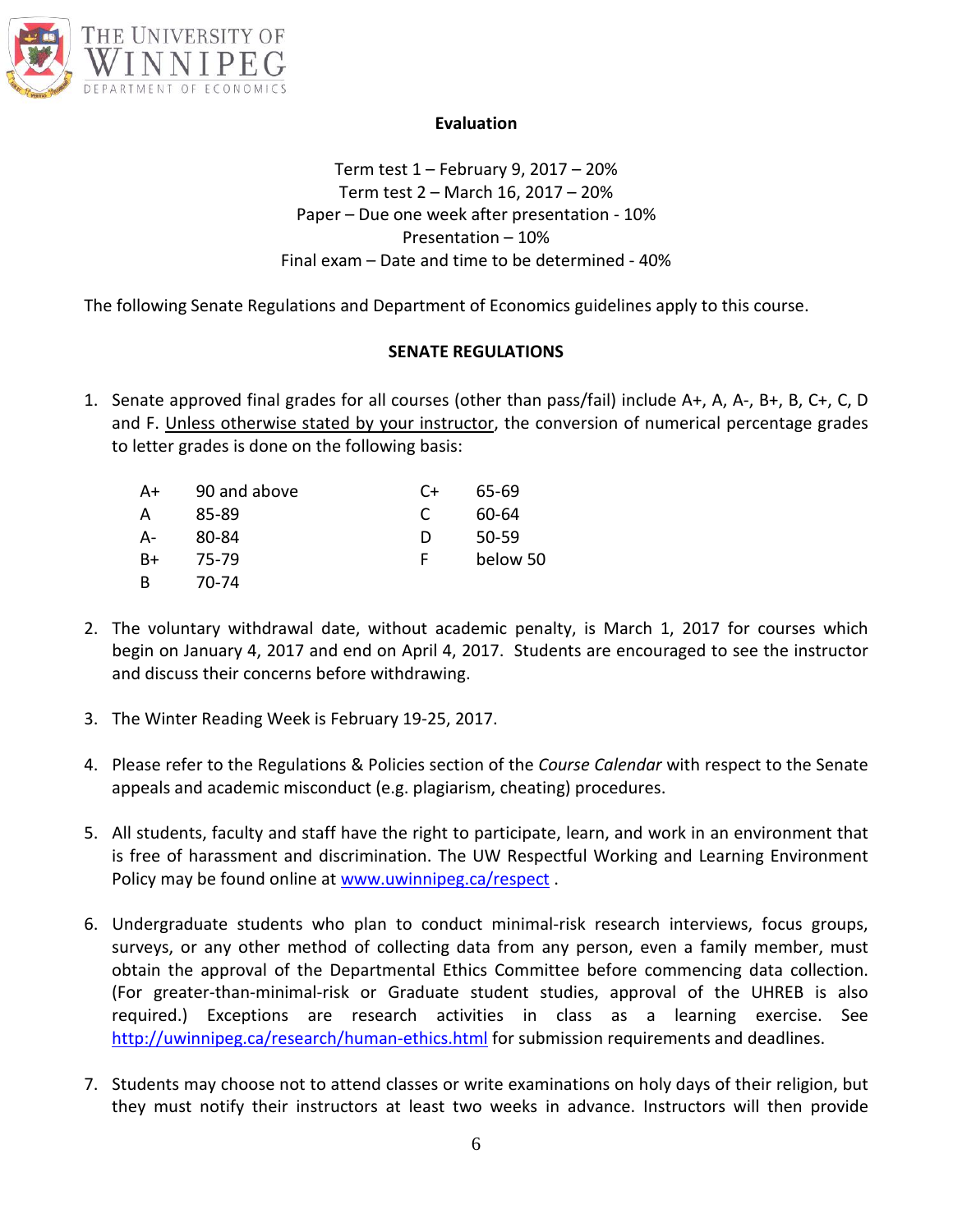**Evaluation**

Term test 1 – February 9, 2017 – 20%
Term test 2 – March 16, 2017 – 20%
Paper – Due one week after presentation - 10%
Presentation – 10%
Final exam – Date and time to be determined - 40%

The following Senate Regulations and Department of Economics guidelines apply to this course.

**SENATE REGULATIONS**

1. Senate approved final grades for all courses (other than pass/fail) include A+, A, A-, B+, B, C+, C, D and F. Unless otherwise stated by your instructor, the conversion of numerical percentage grades to letter grades is done on the following basis:

| | | | |
|---|---|---|---|
| A+ | 90 and above | C+ | 65-69 |
| A | 85-89 | C | 60-64 |
| A- | 80-84 | D | 50-59 |
| B+ | 75-79 | F | below 50 |
| B | 70-74 | | |

2. The voluntary withdrawal date, without academic penalty, is March 1, 2017 for courses which begin on January 4, 2017 and end on April 4, 2017. Students are encouraged to see the instructor and discuss their concerns before withdrawing.

3. The Winter Reading Week is February 19-25, 2017.

4. Please refer to the Regulations & Policies section of the *Course Calendar* with respect to the Senate appeals and academic misconduct (e.g. plagiarism, cheating) procedures.

5. All students, faculty and staff have the right to participate, learn, and work in an environment that is free of harassment and discrimination. The UW Respectful Working and Learning Environment Policy may be found online at www.uwinnipeg.ca/respect .

6. Undergraduate students who plan to conduct minimal-risk research interviews, focus groups, surveys, or any other method of collecting data from any person, even a family member, must obtain the approval of the Departmental Ethics Committee before commencing data collection. (For greater-than-minimal-risk or Graduate student studies, approval of the UHREB is also required.) Exceptions are research activities in class as a learning exercise. See http://uwinnipeg.ca/research/human-ethics.html for submission requirements and deadlines.

7. Students may choose not to attend classes or write examinations on holy days of their religion, but they must notify their instructors at least two weeks in advance. Instructors will then provide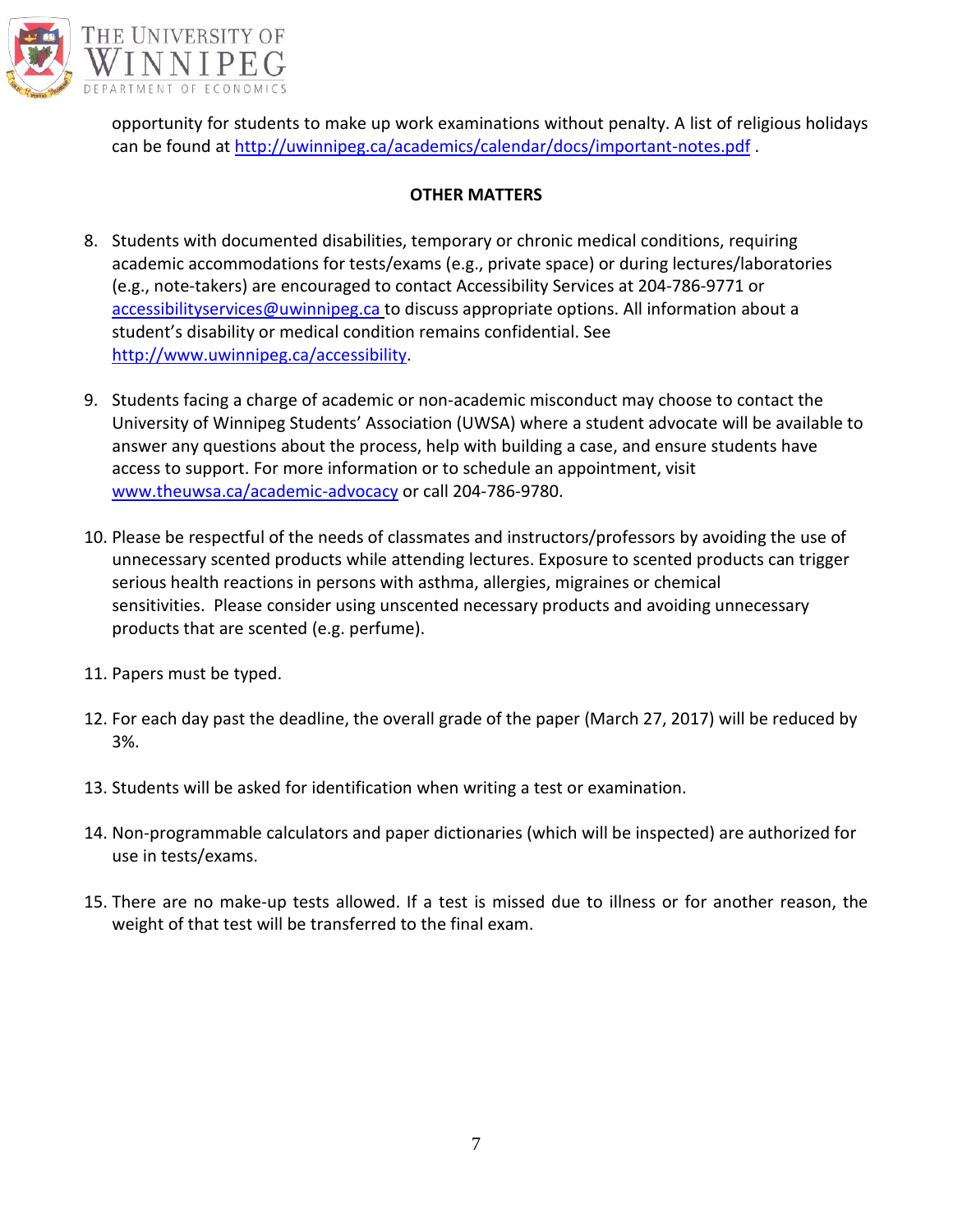opportunity for students to make up work examinations without penalty. A list of religious holidays can be found at http://uwinnipeg.ca/academics/calendar/docs/important-notes.pdf .

## OTHER MATTERS

8. Students with documented disabilities, temporary or chronic medical conditions, requiring academic accommodations for tests/exams (e.g., private space) or during lectures/laboratories (e.g., note-takers) are encouraged to contact Accessibility Services at 204-786-9771 or accessibilityservices@uwinnipeg.ca to discuss appropriate options. All information about a student's disability or medical condition remains confidential. See http://www.uwinnipeg.ca/accessibility.

9. Students facing a charge of academic or non-academic misconduct may choose to contact the University of Winnipeg Students' Association (UWSA) where a student advocate will be available to answer any questions about the process, help with building a case, and ensure students have access to support. For more information or to schedule an appointment, visit www.theuwsa.ca/academic-advocacy or call 204-786-9780.

10. Please be respectful of the needs of classmates and instructors/professors by avoiding the use of unnecessary scented products while attending lectures. Exposure to scented products can trigger serious health reactions in persons with asthma, allergies, migraines or chemical sensitivities. Please consider using unscented necessary products and avoiding unnecessary products that are scented (e.g. perfume).

11. Papers must be typed.

12. For each day past the deadline, the overall grade of the paper (March 27, 2017) will be reduced by 3%.

13. Students will be asked for identification when writing a test or examination.

14. Non-programmable calculators and paper dictionaries (which will be inspected) are authorized for use in tests/exams.

15. There are no make-up tests allowed. If a test is missed due to illness or for another reason, the weight of that test will be transferred to the final exam.